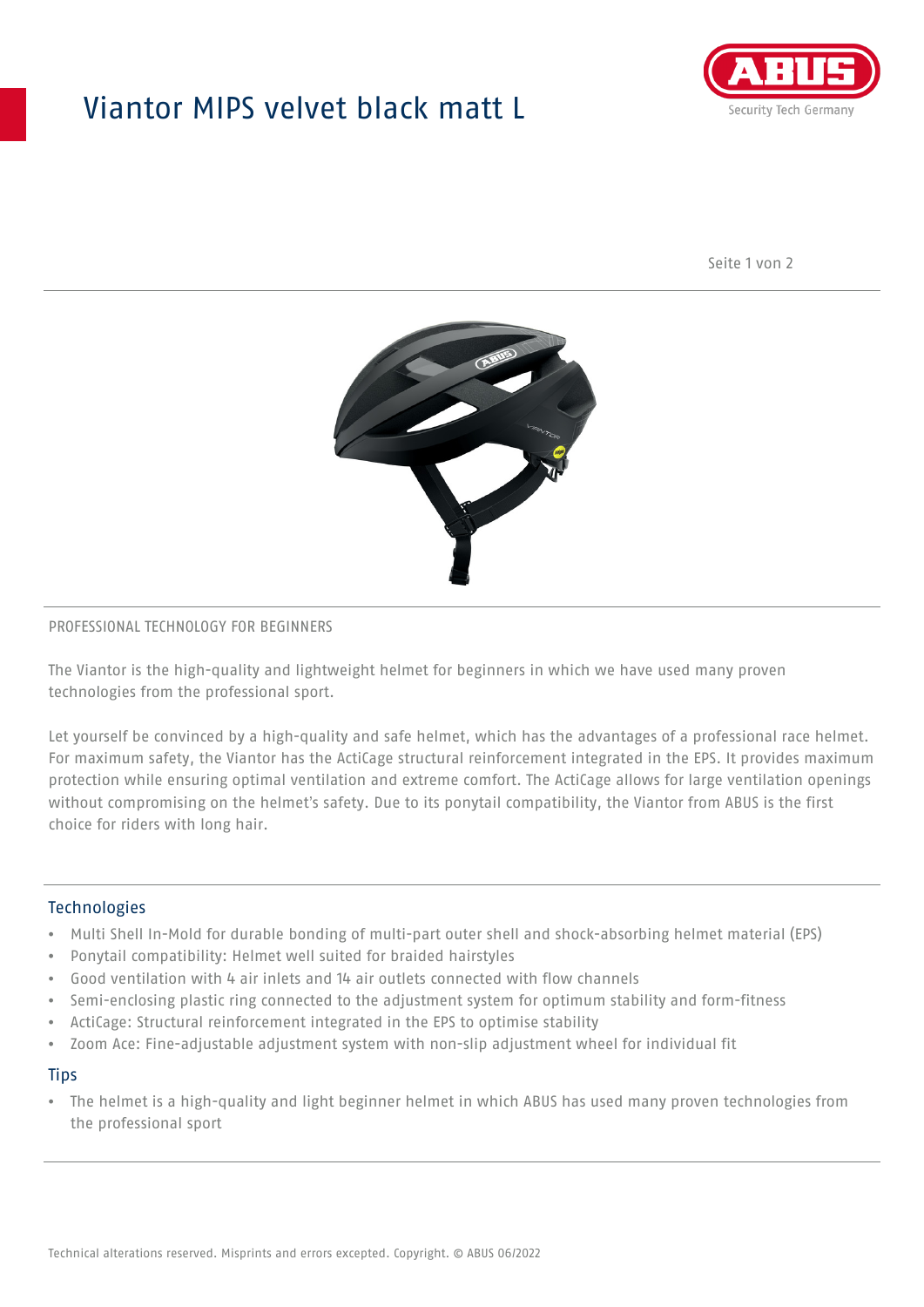# Viantor MIPS velvet black matt L

PROFESSIONAL TECHNOLOGY FOR BEGINNERS

The Viantor is the high-quality and lightweight helmet for beginners in which we have used many proven technologies from the professional sport.

Let yourself be convinced by a high-quality and safe helmet, which has the advantages of a professional race helmet. For maximum safety, the Viantor has the ActiCage structural reinforcement integrated in the EPS. It provides maximum protection while ensuring optimal ventilation and extreme comfort. The ActiCage allows for large ventilation openings without compromising on the helmet's safety. Due to its ponytail compatibility, the Viantor from ABUS is the first choice for riders with long hair.

## Technologies

- Multi Shell In-Mold for durable bonding of multi-part outer shell and shock-absorbing helmet material (EPS)
- Ponytail compatibility: Helmet well suited for braided hairstyles
- Good ventilation with 4 air inlets and 14 air outlets connected with flow channels
- Semi-enclosing plastic ring connected to the adjustment system for optimum stability and form-fitness
- ActiCage: Structural reinforcement integrated in the EPS to optimise stability
- Zoom Ace: Fine-adjustable adjustment system with non-slip adjustment wheel for individual fit

## Tips

- The helmet is a high-quality and light beginner helmet in which ABUS has used many proven technologies from the professional sport

Technical alterations reserved. Misprints and errors excepted. Copyright. © ABUS 06/2022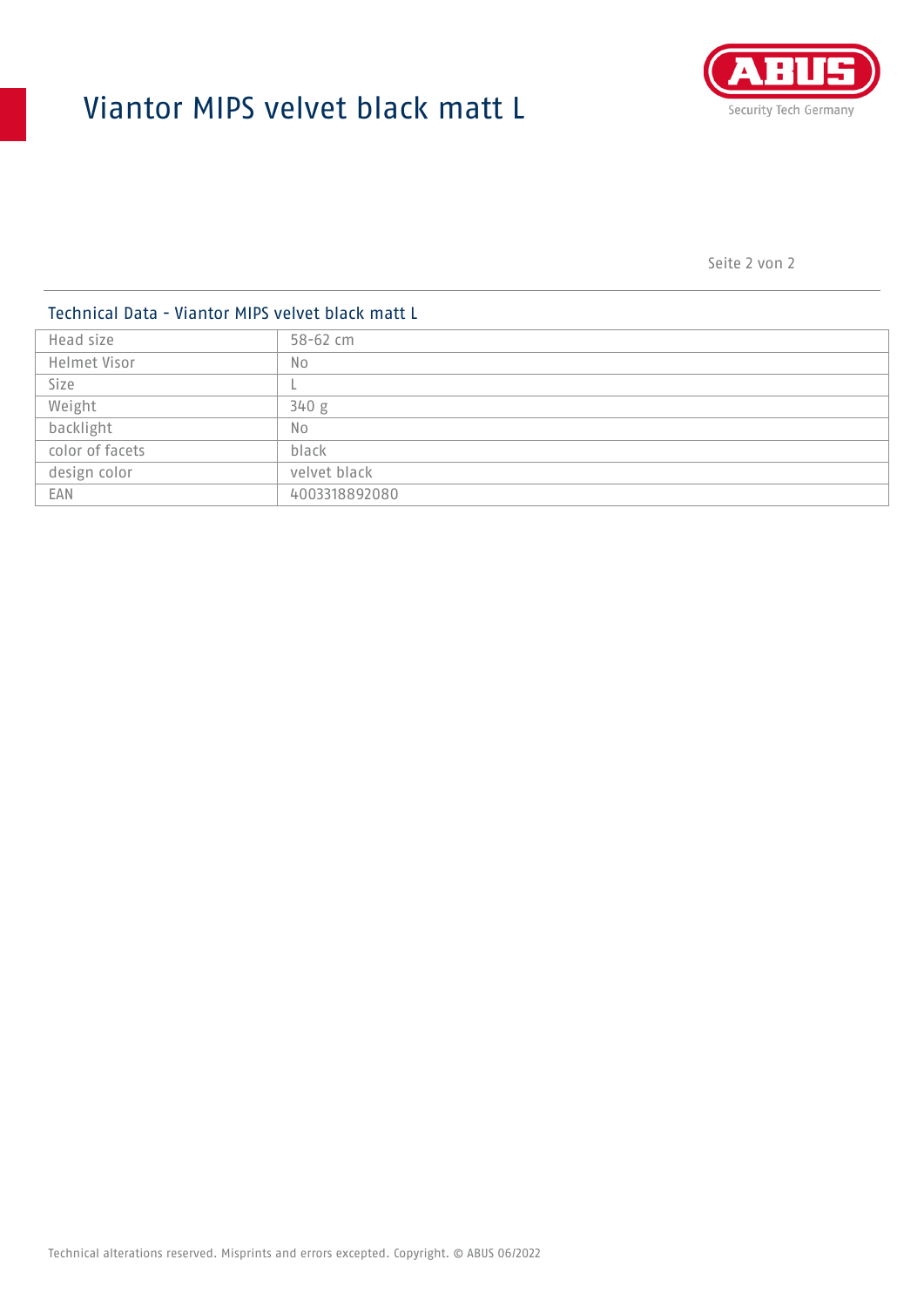# Viantor MIPS velvet black matt L

## Technical Data - Viantor MIPS velvet black matt L

| | |
|---|---|
| Head size | 58-62 cm |
| Helmet Visor | No |
| Size | L |
| Weight | 340 g |
| backlight | No |
| color of facets | black |
| design color | velvet black |
| EAN | 4003318892080 |

Technical alterations reserved. Misprints and errors excepted. Copyright. © ABUS 06/2022